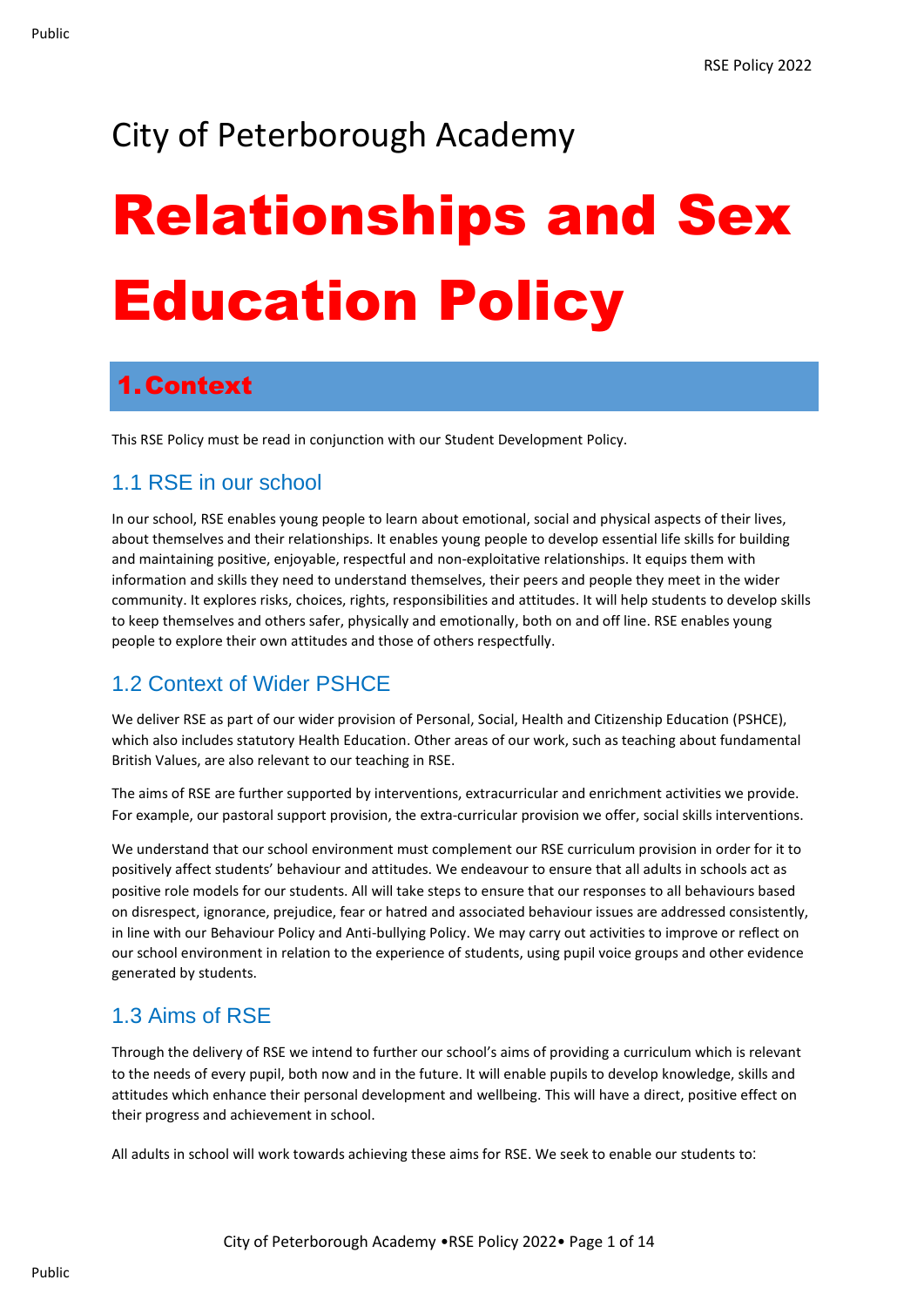City of Peterborough Academy

# Relationships and Sex Education Policy

## 1. Context

This RSE Policy must be read in conjunction with our Student Development Policy.

### 1.1 RSE in our school

In our school, RSE enables young people to learn about emotional, social and physical aspects of their lives, about themselves and their relationships. It enables young people to develop essential life skills for building and maintaining positive, enjoyable, respectful and non-exploitative relationships. It equips them with information and skills they need to understand themselves, their peers and people they meet in the wider community. It explores risks, choices, rights, responsibilities and attitudes. It will help students to develop skills to keep themselves and others safer, physically and emotionally, both on and off line. RSE enables young people to explore their own attitudes and those of others respectfully.

### 1.2 Context of Wider PSHCE

We deliver RSE as part of our wider provision of Personal, Social, Health and Citizenship Education (PSHCE), which also includes statutory Health Education. Other areas of our work, such as teaching about fundamental British Values, are also relevant to our teaching in RSE.

The aims of RSE are further supported by interventions, extracurricular and enrichment activities we provide. For example, our pastoral support provision, the extra-curricular provision we offer, social skills interventions.

We understand that our school environment must complement our RSE curriculum provision in order for it to positively affect students' behaviour and attitudes. We endeavour to ensure that all adults in schools act as positive role models for our students. All will take steps to ensure that our responses to all behaviours based on disrespect, ignorance, prejudice, fear or hatred and associated behaviour issues are addressed consistently, in line with our Behaviour Policy and Anti-bullying Policy. We may carry out activities to improve or reflect on our school environment in relation to the experience of students, using pupil voice groups and other evidence generated by students.

### 1.3 Aims of RSE

Through the delivery of RSE we intend to further our school's aims of providing a curriculum which is relevant to the needs of every pupil, both now and in the future. It will enable pupils to develop knowledge, skills and attitudes which enhance their personal development and wellbeing. This will have a direct, positive effect on their progress and achievement in school.

All adults in school will work towards achieving these aims for RSE. We seek to enable our students to: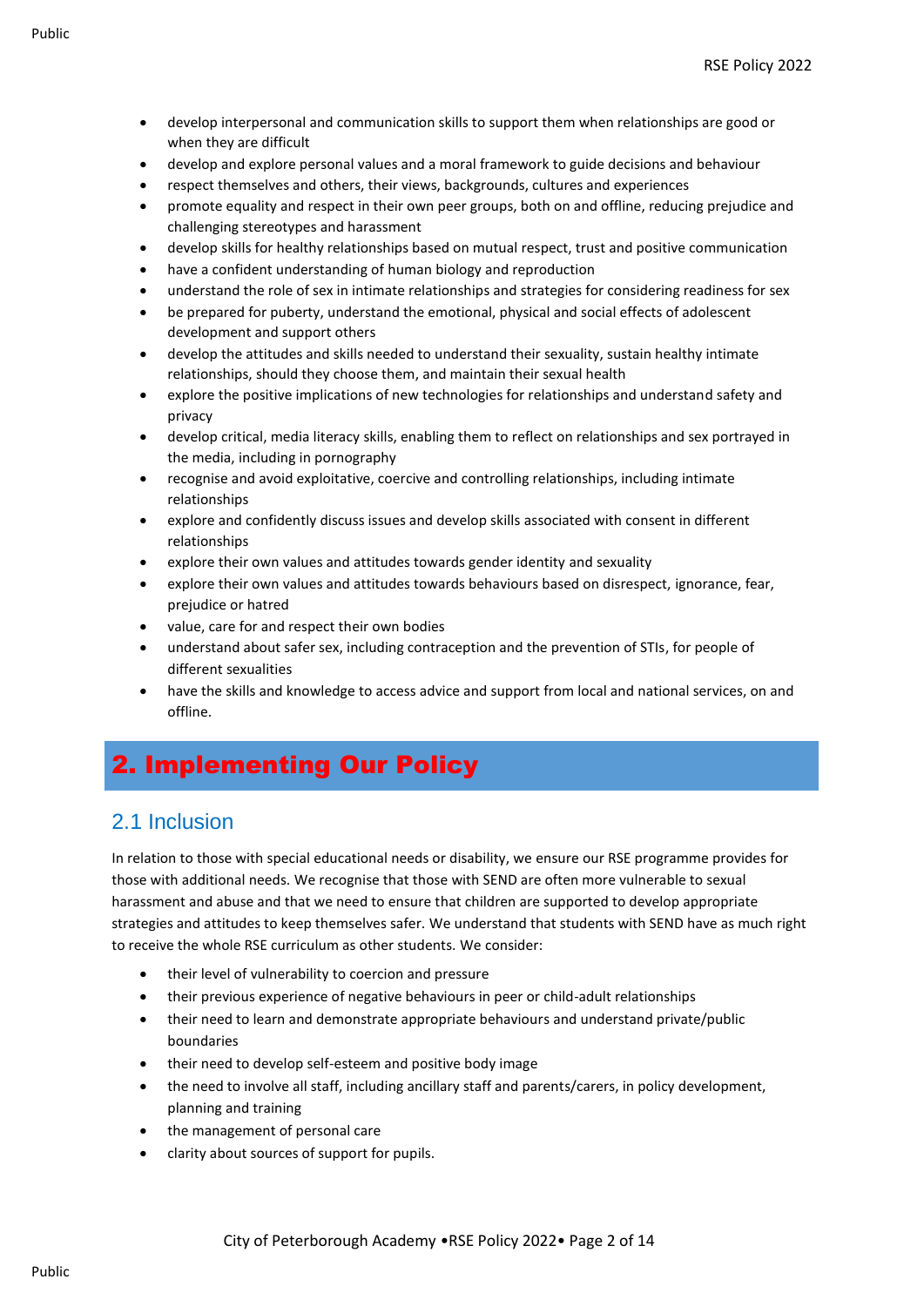- develop interpersonal and communication skills to support them when relationships are good or when they are difficult
- develop and explore personal values and a moral framework to guide decisions and behaviour
- respect themselves and others, their views, backgrounds, cultures and experiences
- promote equality and respect in their own peer groups, both on and offline, reducing prejudice and challenging stereotypes and harassment
- develop skills for healthy relationships based on mutual respect, trust and positive communication
- have a confident understanding of human biology and reproduction
- understand the role of sex in intimate relationships and strategies for considering readiness for sex
- be prepared for puberty, understand the emotional, physical and social effects of adolescent development and support others
- develop the attitudes and skills needed to understand their sexuality, sustain healthy intimate relationships, should they choose them, and maintain their sexual health
- explore the positive implications of new technologies for relationships and understand safety and privacy
- develop critical, media literacy skills, enabling them to reflect on relationships and sex portrayed in the media, including in pornography
- recognise and avoid exploitative, coercive and controlling relationships, including intimate relationships
- explore and confidently discuss issues and develop skills associated with consent in different relationships
- explore their own values and attitudes towards gender identity and sexuality
- explore their own values and attitudes towards behaviours based on disrespect, ignorance, fear, prejudice or hatred
- value, care for and respect their own bodies
- understand about safer sex, including contraception and the prevention of STIs, for people of different sexualities
- have the skills and knowledge to access advice and support from local and national services, on and offline.

# 2. Implementing Our Policy

## 2.1 Inclusion

In relation to those with special educational needs or disability, we ensure our RSE programme provides for those with additional needs. We recognise that those with SEND are often more vulnerable to sexual harassment and abuse and that we need to ensure that children are supported to develop appropriate strategies and attitudes to keep themselves safer. We understand that students with SEND have as much right to receive the whole RSE curriculum as other students. We consider:

- their level of vulnerability to coercion and pressure
- their previous experience of negative behaviours in peer or child-adult relationships
- their need to learn and demonstrate appropriate behaviours and understand private/public boundaries
- their need to develop self-esteem and positive body image
- the need to involve all staff, including ancillary staff and parents/carers, in policy development, planning and training
- the management of personal care
- clarity about sources of support for pupils.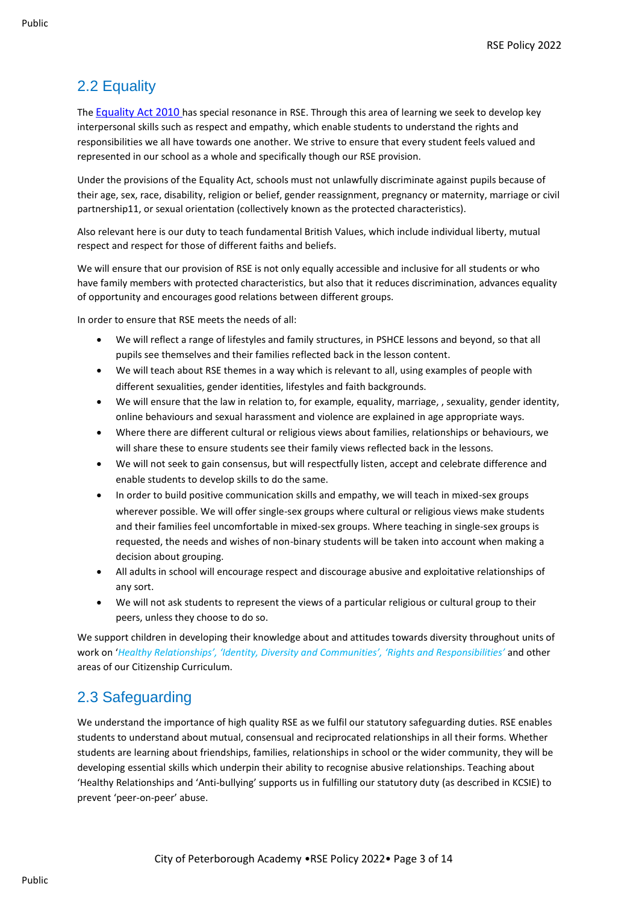## 2.2 Equality

The Equality Act 2010 has special resonance in RSE. Through this area of learning we seek to develop key interpersonal skills such as respect and empathy, which enable students to understand the rights and responsibilities we all have towards one another. We strive to ensure that every student feels valued and represented in our school as a whole and specifically though our RSE provision.

Under the provisions of the Equality Act, schools must not unlawfully discriminate against pupils because of their age, sex, race, disability, religion or belief, gender reassignment, pregnancy or maternity, marriage or civil partnership11, or sexual orientation (collectively known as the protected characteristics).

Also relevant here is our duty to teach fundamental British Values, which include individual liberty, mutual respect and respect for those of different faiths and beliefs.

We will ensure that our provision of RSE is not only equally accessible and inclusive for all students or who have family members with protected characteristics, but also that it reduces discrimination, advances equality of opportunity and encourages good relations between different groups.

In order to ensure that RSE meets the needs of all:

- We will reflect a range of lifestyles and family structures, in PSHCE lessons and beyond, so that all pupils see themselves and their families reflected back in the lesson content.
- We will teach about RSE themes in a way which is relevant to all, using examples of people with different sexualities, gender identities, lifestyles and faith backgrounds.
- We will ensure that the law in relation to, for example, equality, marriage, , sexuality, gender identity, online behaviours and sexual harassment and violence are explained in age appropriate ways.
- Where there are different cultural or religious views about families, relationships or behaviours, we will share these to ensure students see their family views reflected back in the lessons.
- We will not seek to gain consensus, but will respectfully listen, accept and celebrate difference and enable students to develop skills to do the same.
- In order to build positive communication skills and empathy, we will teach in mixed-sex groups wherever possible. We will offer single-sex groups where cultural or religious views make students and their families feel uncomfortable in mixed-sex groups. Where teaching in single-sex groups is requested, the needs and wishes of non-binary students will be taken into account when making a decision about grouping.
- All adults in school will encourage respect and discourage abusive and exploitative relationships of any sort.
- We will not ask students to represent the views of a particular religious or cultural group to their peers, unless they choose to do so.

We support children in developing their knowledge about and attitudes towards diversity throughout units of work on '*Healthy Relationships', 'Identity, Diversity and Communities', 'Rights and Responsibilities'* and other areas of our Citizenship Curriculum.

## 2.3 Safeguarding

We understand the importance of high quality RSE as we fulfil our statutory safeguarding duties. RSE enables students to understand about mutual, consensual and reciprocated relationships in all their forms. Whether students are learning about friendships, families, relationships in school or the wider community, they will be developing essential skills which underpin their ability to recognise abusive relationships. Teaching about 'Healthy Relationships and 'Anti-bullying' supports us in fulfilling our statutory duty (as described in KCSIE) to prevent 'peer-on-peer' abuse.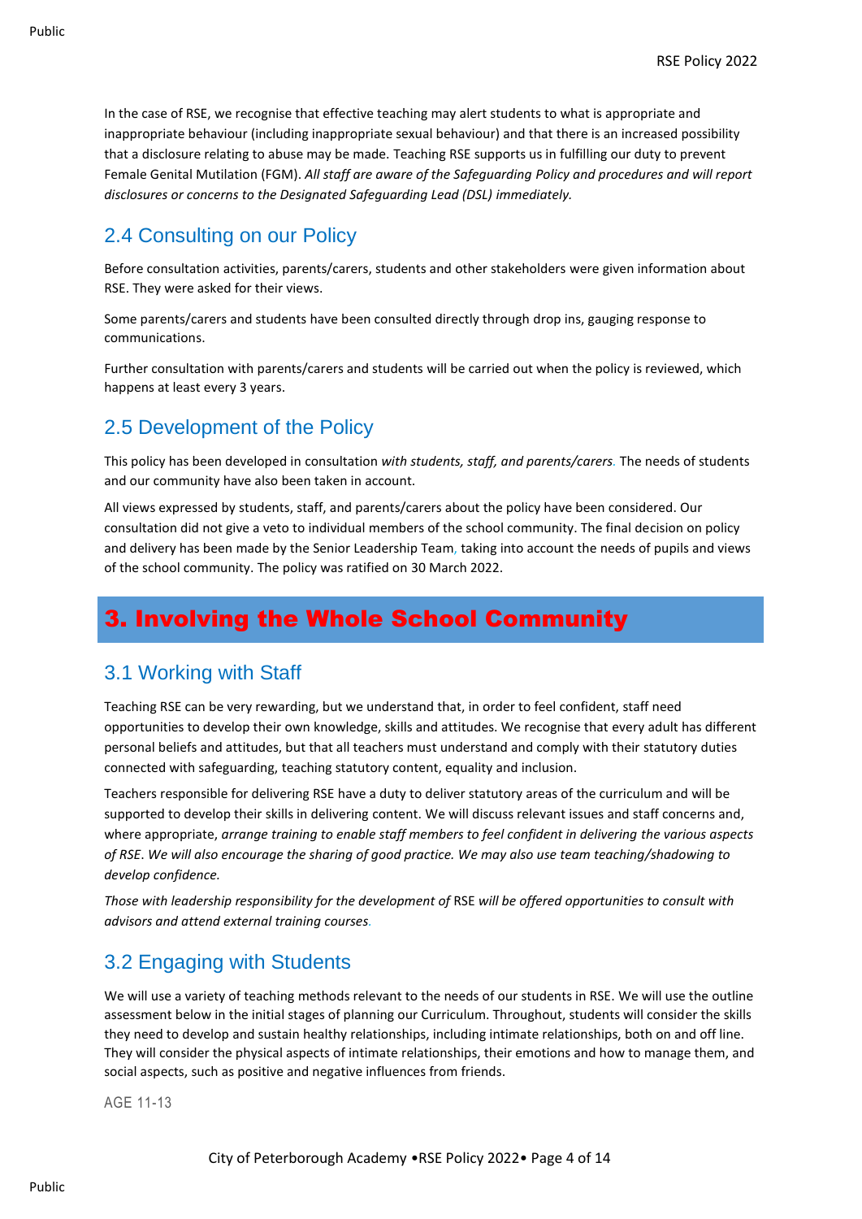In the case of RSE, we recognise that effective teaching may alert students to what is appropriate and inappropriate behaviour (including inappropriate sexual behaviour) and that there is an increased possibility that a disclosure relating to abuse may be made. Teaching RSE supports us in fulfilling our duty to prevent Female Genital Mutilation (FGM). *All staff are aware of the Safeguarding Policy and procedures and will report disclosures or concerns to the Designated Safeguarding Lead (DSL) immediately.*

## 2.4 Consulting on our Policy

Before consultation activities, parents/carers, students and other stakeholders were given information about RSE. They were asked for their views.

Some parents/carers and students have been consulted directly through drop ins, gauging response to communications.

Further consultation with parents/carers and students will be carried out when the policy is reviewed, which happens at least every 3 years.

## 2.5 Development of the Policy

This policy has been developed in consultation *with students, staff, and parents/carers.* The needs of students and our community have also been taken in account.

All views expressed by students, staff, and parents/carers about the policy have been considered. Our consultation did not give a veto to individual members of the school community. The final decision on policy and delivery has been made by the Senior Leadership Team, taking into account the needs of pupils and views of the school community. The policy was ratified on 30 March 2022.

# 3. Involving the Whole School Community

## 3.1 Working with Staff

Teaching RSE can be very rewarding, but we understand that, in order to feel confident, staff need opportunities to develop their own knowledge, skills and attitudes. We recognise that every adult has different personal beliefs and attitudes, but that all teachers must understand and comply with their statutory duties connected with safeguarding, teaching statutory content, equality and inclusion.

Teachers responsible for delivering RSE have a duty to deliver statutory areas of the curriculum and will be supported to develop their skills in delivering content. We will discuss relevant issues and staff concerns and, where appropriate, *arrange training to enable staff members to feel confident in delivering the various aspects of RSE*. *We will also encourage the sharing of good practice. We may also use team teaching/shadowing to develop confidence.*

*Those with leadership responsibility for the development of* RSE *will be offered opportunities to consult with advisors and attend external training courses.*

## 3.2 Engaging with Students

We will use a variety of teaching methods relevant to the needs of our students in RSE. We will use the outline assessment below in the initial stages of planning our Curriculum. Throughout, students will consider the skills they need to develop and sustain healthy relationships, including intimate relationships, both on and off line. They will consider the physical aspects of intimate relationships, their emotions and how to manage them, and social aspects, such as positive and negative influences from friends.

AGE 11-13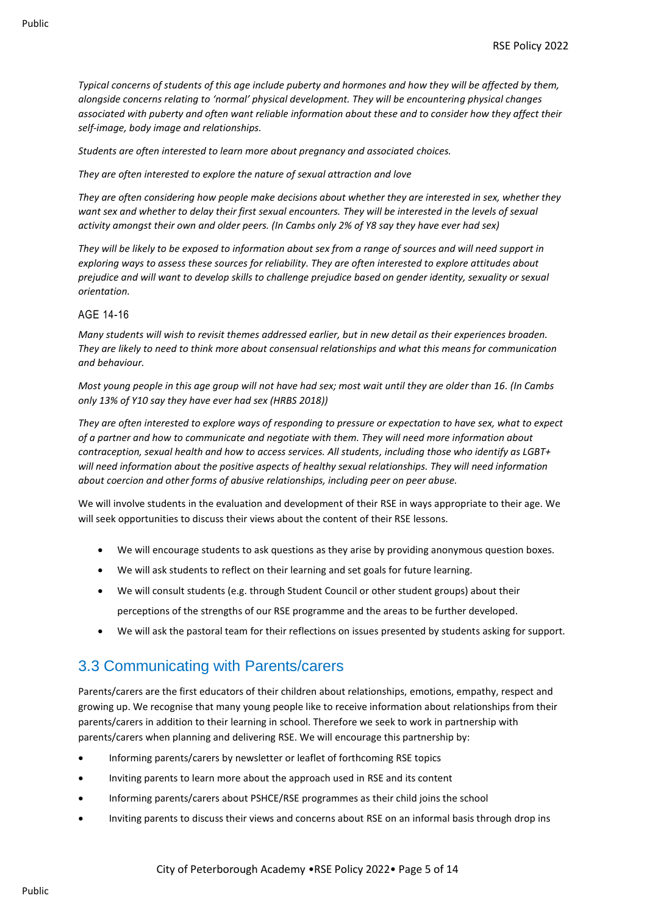*Typical concerns of students of this age include puberty and hormones and how they will be affected by them, alongside concerns relating to 'normal' physical development. They will be encountering physical changes associated with puberty and often want reliable information about these and to consider how they affect their self-image, body image and relationships.*

*Students are often interested to learn more about pregnancy and associated choices.*

*They are often interested to explore the nature of sexual attraction and love*

*They are often considering how people make decisions about whether they are interested in sex, whether they want sex and whether to delay their first sexual encounters. They will be interested in the levels of sexual activity amongst their own and older peers. (In Cambs only 2% of Y8 say they have ever had sex)*

*They will be likely to be exposed to information about sex from a range of sources and will need support in exploring ways to assess these sources for reliability. They are often interested to explore attitudes about prejudice and will want to develop skills to challenge prejudice based on gender identity, sexuality or sexual orientation.*

#### AGE 14-16

*Many students will wish to revisit themes addressed earlier, but in new detail as their experiences broaden. They are likely to need to think more about consensual relationships and what this means for communication and behaviour.*

*Most young people in this age group will not have had sex; most wait until they are older than 16. (In Cambs only 13% of Y10 say they have ever had sex (HRBS 2018))*

*They are often interested to explore ways of responding to pressure or expectation to have sex, what to expect of a partner and how to communicate and negotiate with them. They will need more information about contraception, sexual health and how to access services. All students, including those who identify as LGBT+ will need information about the positive aspects of healthy sexual relationships. They will need information about coercion and other forms of abusive relationships, including peer on peer abuse.*

We will involve students in the evaluation and development of their RSE in ways appropriate to their age. We will seek opportunities to discuss their views about the content of their RSE lessons.

- We will encourage students to ask questions as they arise by providing anonymous question boxes.
- We will ask students to reflect on their learning and set goals for future learning.
- We will consult students (e.g. through Student Council or other student groups) about their perceptions of the strengths of our RSE programme and the areas to be further developed.
- We will ask the pastoral team for their reflections on issues presented by students asking for support.

## 3.3 Communicating with Parents/carers

Parents/carers are the first educators of their children about relationships, emotions, empathy, respect and growing up. We recognise that many young people like to receive information about relationships from their parents/carers in addition to their learning in school. Therefore we seek to work in partnership with parents/carers when planning and delivering RSE. We will encourage this partnership by:

- Informing parents/carers by newsletter or leaflet of forthcoming RSE topics
- Inviting parents to learn more about the approach used in RSE and its content
- Informing parents/carers about PSHCE/RSE programmes as their child joins the school
- Inviting parents to discuss their views and concerns about RSE on an informal basis through drop ins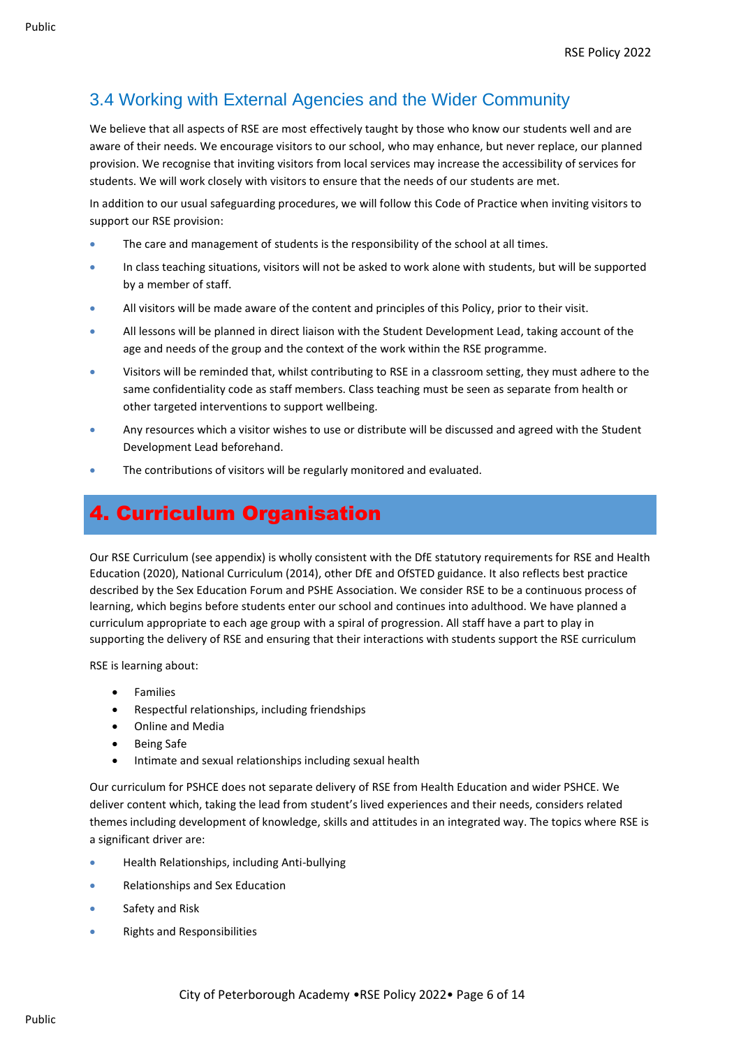## 3.4 Working with External Agencies and the Wider Community

We believe that all aspects of RSE are most effectively taught by those who know our students well and are aware of their needs. We encourage visitors to our school, who may enhance, but never replace, our planned provision. We recognise that inviting visitors from local services may increase the accessibility of services for students. We will work closely with visitors to ensure that the needs of our students are met.

In addition to our usual safeguarding procedures, we will follow this Code of Practice when inviting visitors to support our RSE provision:

- The care and management of students is the responsibility of the school at all times.
- In class teaching situations, visitors will not be asked to work alone with students, but will be supported by a member of staff.
- All visitors will be made aware of the content and principles of this Policy, prior to their visit.
- All lessons will be planned in direct liaison with the Student Development Lead, taking account of the age and needs of the group and the context of the work within the RSE programme.
- Visitors will be reminded that, whilst contributing to RSE in a classroom setting, they must adhere to the same confidentiality code as staff members. Class teaching must be seen as separate from health or other targeted interventions to support wellbeing.
- Any resources which a visitor wishes to use or distribute will be discussed and agreed with the Student Development Lead beforehand.
- The contributions of visitors will be regularly monitored and evaluated.

# 4. Curriculum Organisation

Our RSE Curriculum (see appendix) is wholly consistent with the DfE statutory requirements for RSE and Health Education (2020), National Curriculum (2014), other DfE and OfSTED guidance. It also reflects best practice described by the Sex Education Forum and PSHE Association. We consider RSE to be a continuous process of learning, which begins before students enter our school and continues into adulthood. We have planned a curriculum appropriate to each age group with a spiral of progression. All staff have a part to play in supporting the delivery of RSE and ensuring that their interactions with students support the RSE curriculum

RSE is learning about:

- Families
- Respectful relationships, including friendships
- Online and Media
- Being Safe
- Intimate and sexual relationships including sexual health

Our curriculum for PSHCE does not separate delivery of RSE from Health Education and wider PSHCE. We deliver content which, taking the lead from student's lived experiences and their needs, considers related themes including development of knowledge, skills and attitudes in an integrated way. The topics where RSE is a significant driver are:

- Health Relationships, including Anti-bullying
- Relationships and Sex Education
- Safety and Risk
- Rights and Responsibilities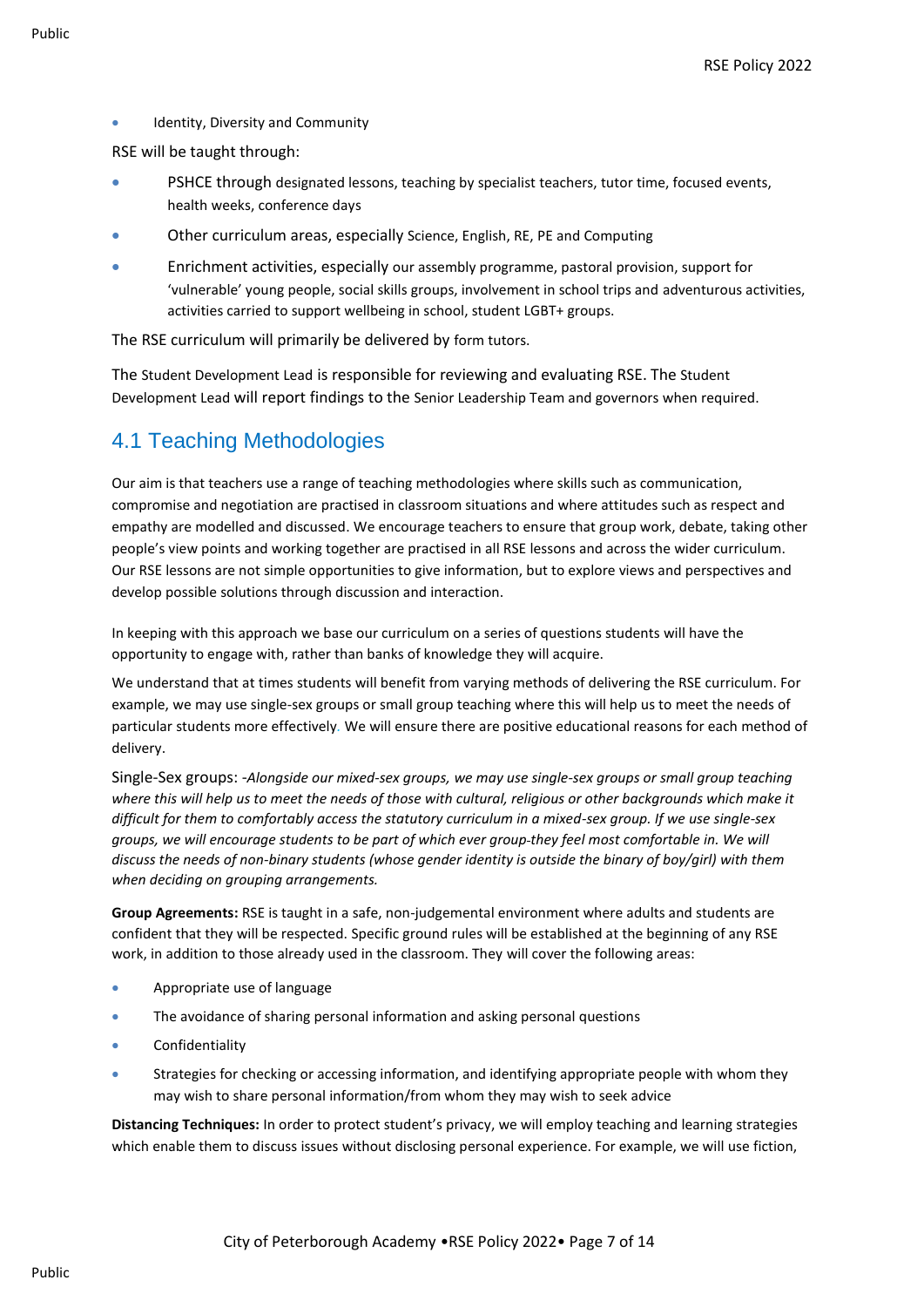- Identity, Diversity and Community

RSE will be taught through:

- PSHCE through designated lessons, teaching by specialist teachers, tutor time, focused events, health weeks, conference days
- Other curriculum areas, especially Science, English, RE, PE and Computing
- Enrichment activities, especially our assembly programme, pastoral provision, support for 'vulnerable' young people, social skills groups, involvement in school trips and adventurous activities, activities carried to support wellbeing in school, student LGBT+ groups.

The RSE curriculum will primarily be delivered by form tutors.

The Student Development Lead is responsible for reviewing and evaluating RSE. The Student Development Lead will report findings to the Senior Leadership Team and governors when required.

## 4.1 Teaching Methodologies

Our aim is that teachers use a range of teaching methodologies where skills such as communication, compromise and negotiation are practised in classroom situations and where attitudes such as respect and empathy are modelled and discussed. We encourage teachers to ensure that group work, debate, taking other people's view points and working together are practised in all RSE lessons and across the wider curriculum. Our RSE lessons are not simple opportunities to give information, but to explore views and perspectives and develop possible solutions through discussion and interaction.

In keeping with this approach we base our curriculum on a series of questions students will have the opportunity to engage with, rather than banks of knowledge they will acquire.

We understand that at times students will benefit from varying methods of delivering the RSE curriculum. For example, we may use single-sex groups or small group teaching where this will help us to meet the needs of particular students more effectively. We will ensure there are positive educational reasons for each method of delivery.

Single-Sex groups: *-Alongside our mixed-sex groups, we may use single-sex groups or small group teaching where this will help us to meet the needs of those with cultural, religious or other backgrounds which make it difficult for them to comfortably access the statutory curriculum in a mixed-sex group. If we use single-sex groups, we will encourage students to be part of which ever group they feel most comfortable in. We will discuss the needs of non-binary students (whose gender identity is outside the binary of boy/girl) with them when deciding on grouping arrangements.*

**Group Agreements:** RSE is taught in a safe, non-judgemental environment where adults and students are confident that they will be respected. Specific ground rules will be established at the beginning of any RSE work, in addition to those already used in the classroom. They will cover the following areas:

- Appropriate use of language
- The avoidance of sharing personal information and asking personal questions
- Confidentiality
- Strategies for checking or accessing information, and identifying appropriate people with whom they may wish to share personal information/from whom they may wish to seek advice

**Distancing Techniques:** In order to protect student's privacy, we will employ teaching and learning strategies which enable them to discuss issues without disclosing personal experience. For example, we will use fiction,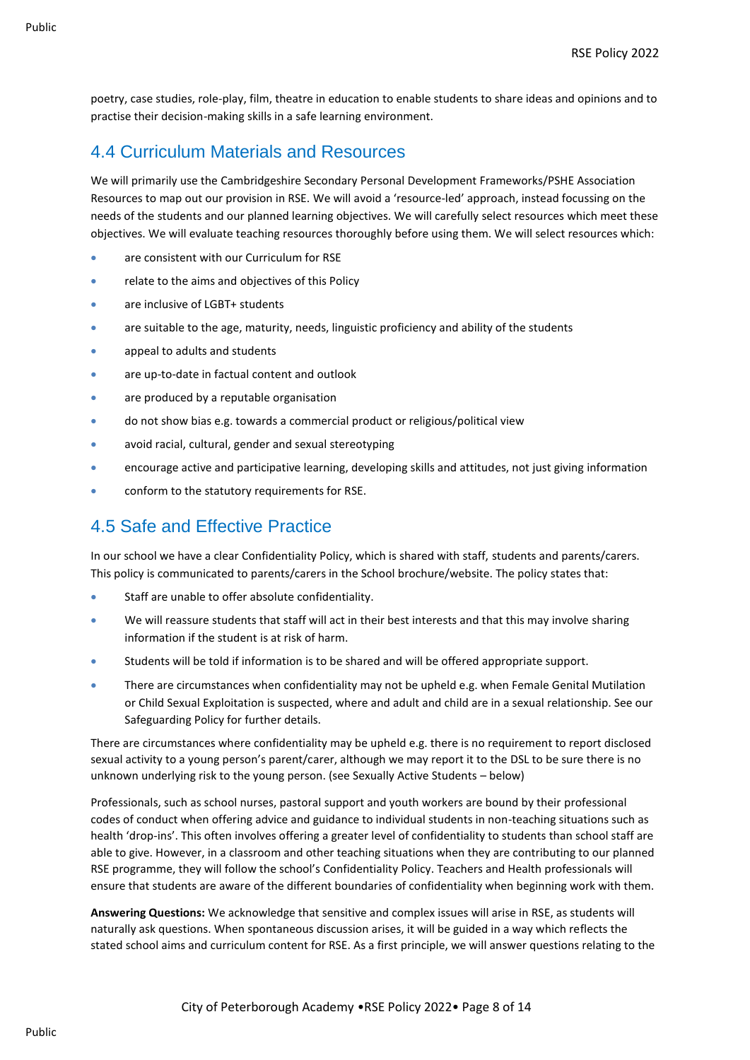poetry, case studies, role-play, film, theatre in education to enable students to share ideas and opinions and to practise their decision-making skills in a safe learning environment.

## 4.4 Curriculum Materials and Resources

We will primarily use the Cambridgeshire Secondary Personal Development Frameworks/PSHE Association Resources to map out our provision in RSE. We will avoid a 'resource-led' approach, instead focussing on the needs of the students and our planned learning objectives. We will carefully select resources which meet these objectives. We will evaluate teaching resources thoroughly before using them. We will select resources which:

- are consistent with our Curriculum for RSE
- relate to the aims and objectives of this Policy
- are inclusive of LGBT+ students
- are suitable to the age, maturity, needs, linguistic proficiency and ability of the students
- appeal to adults and students
- are up-to-date in factual content and outlook
- are produced by a reputable organisation
- do not show bias e.g. towards a commercial product or religious/political view
- avoid racial, cultural, gender and sexual stereotyping
- encourage active and participative learning, developing skills and attitudes, not just giving information
- conform to the statutory requirements for RSE.

## 4.5 Safe and Effective Practice

In our school we have a clear Confidentiality Policy, which is shared with staff, students and parents/carers. This policy is communicated to parents/carers in the School brochure/website. The policy states that:

- Staff are unable to offer absolute confidentiality.
- We will reassure students that staff will act in their best interests and that this may involve sharing information if the student is at risk of harm.
- Students will be told if information is to be shared and will be offered appropriate support.
- There are circumstances when confidentiality may not be upheld e.g. when Female Genital Mutilation or Child Sexual Exploitation is suspected, where and adult and child are in a sexual relationship. See our Safeguarding Policy for further details.

There are circumstances where confidentiality may be upheld e.g. there is no requirement to report disclosed sexual activity to a young person's parent/carer, although we may report it to the DSL to be sure there is no unknown underlying risk to the young person. (see Sexually Active Students – below)

Professionals, such as school nurses, pastoral support and youth workers are bound by their professional codes of conduct when offering advice and guidance to individual students in non-teaching situations such as health 'drop-ins'. This often involves offering a greater level of confidentiality to students than school staff are able to give. However, in a classroom and other teaching situations when they are contributing to our planned RSE programme, they will follow the school's Confidentiality Policy. Teachers and Health professionals will ensure that students are aware of the different boundaries of confidentiality when beginning work with them.

**Answering Questions:** We acknowledge that sensitive and complex issues will arise in RSE, as students will naturally ask questions. When spontaneous discussion arises, it will be guided in a way which reflects the stated school aims and curriculum content for RSE. As a first principle, we will answer questions relating to the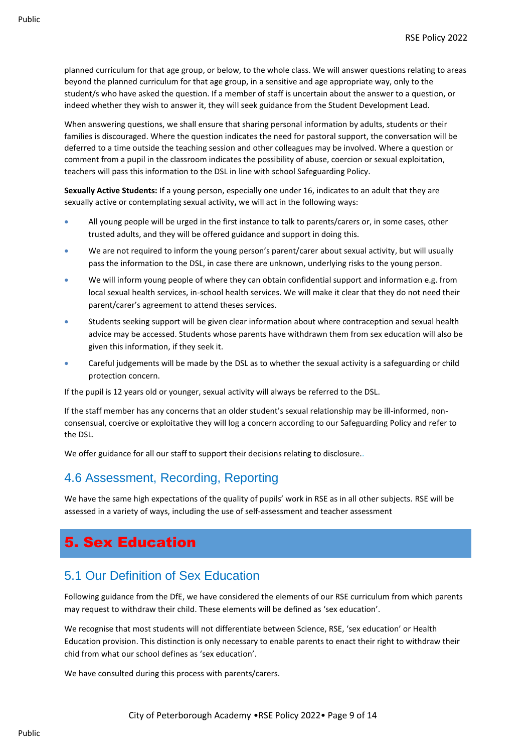planned curriculum for that age group, or below, to the whole class. We will answer questions relating to areas beyond the planned curriculum for that age group, in a sensitive and age appropriate way, only to the student/s who have asked the question. If a member of staff is uncertain about the answer to a question, or indeed whether they wish to answer it, they will seek guidance from the Student Development Lead.

When answering questions, we shall ensure that sharing personal information by adults, students or their families is discouraged. Where the question indicates the need for pastoral support, the conversation will be deferred to a time outside the teaching session and other colleagues may be involved. Where a question or comment from a pupil in the classroom indicates the possibility of abuse, coercion or sexual exploitation, teachers will pass this information to the DSL in line with school Safeguarding Policy.

**Sexually Active Students:** If a young person, especially one under 16, indicates to an adult that they are sexually active or contemplating sexual activity**,** we will act in the following ways:

- All young people will be urged in the first instance to talk to parents/carers or, in some cases, other trusted adults, and they will be offered guidance and support in doing this.
- We are not required to inform the young person's parent/carer about sexual activity, but will usually pass the information to the DSL, in case there are unknown, underlying risks to the young person.
- We will inform young people of where they can obtain confidential support and information e.g. from local sexual health services, in-school health services. We will make it clear that they do not need their parent/carer's agreement to attend theses services.
- Students seeking support will be given clear information about where contraception and sexual health advice may be accessed. Students whose parents have withdrawn them from sex education will also be given this information, if they seek it.
- Careful judgements will be made by the DSL as to whether the sexual activity is a safeguarding or child protection concern.

If the pupil is 12 years old or younger, sexual activity will always be referred to the DSL.

If the staff member has any concerns that an older student's sexual relationship may be ill-informed, non-consensual, coercive or exploitative they will log a concern according to our Safeguarding Policy and refer to the DSL.

We offer guidance for all our staff to support their decisions relating to disclosure..

## 4.6 Assessment, Recording, Reporting

We have the same high expectations of the quality of pupils' work in RSE as in all other subjects. RSE will be assessed in a variety of ways, including the use of self-assessment and teacher assessment

# 5. Sex Education

## 5.1 Our Definition of Sex Education

Following guidance from the DfE, we have considered the elements of our RSE curriculum from which parents may request to withdraw their child. These elements will be defined as 'sex education'.

We recognise that most students will not differentiate between Science, RSE, 'sex education' or Health Education provision. This distinction is only necessary to enable parents to enact their right to withdraw their chid from what our school defines as 'sex education'.

We have consulted during this process with parents/carers.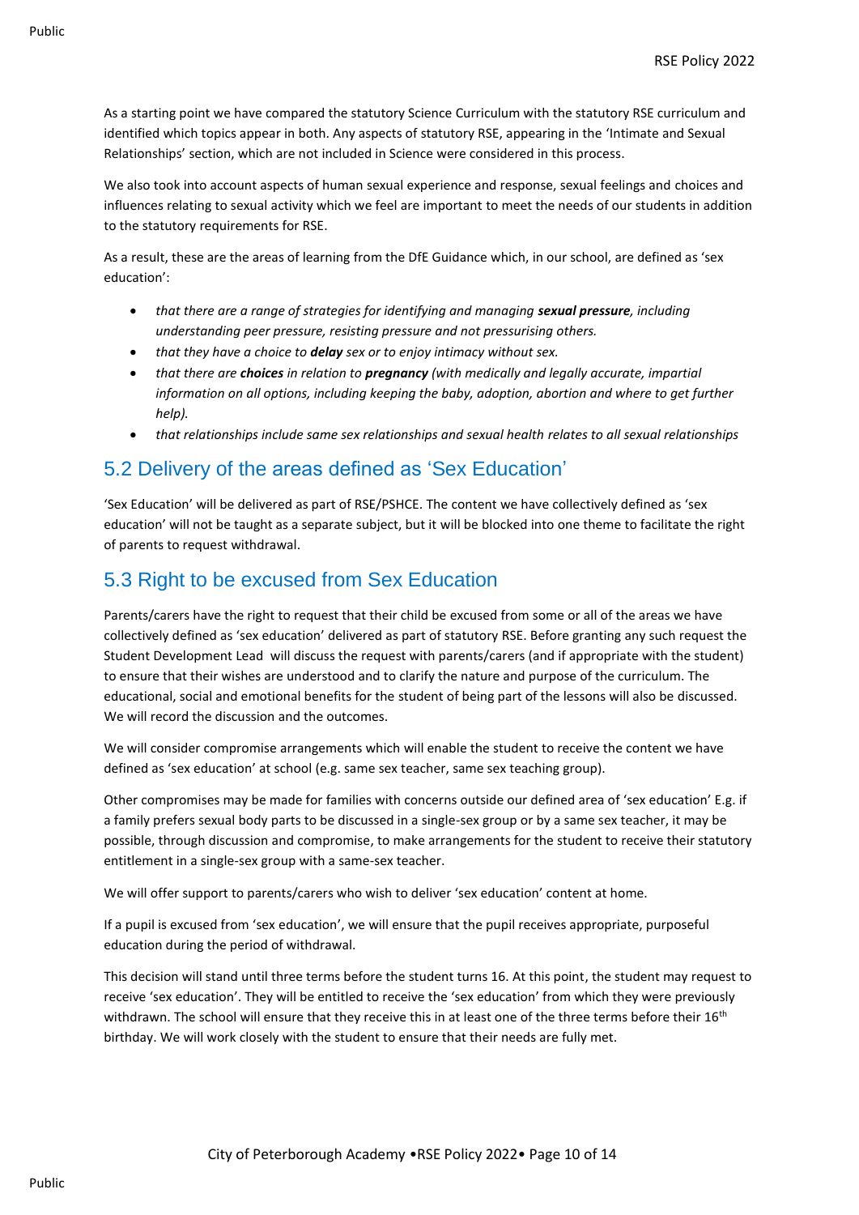As a starting point we have compared the statutory Science Curriculum with the statutory RSE curriculum and identified which topics appear in both. Any aspects of statutory RSE, appearing in the 'Intimate and Sexual Relationships' section, which are not included in Science were considered in this process.

We also took into account aspects of human sexual experience and response, sexual feelings and choices and influences relating to sexual activity which we feel are important to meet the needs of our students in addition to the statutory requirements for RSE.

As a result, these are the areas of learning from the DfE Guidance which, in our school, are defined as 'sex education':

- *that there are a range of strategies for identifying and managing **sexual pressure**, including understanding peer pressure, resisting pressure and not pressurising others.*
- *that they have a choice to **delay** sex or to enjoy intimacy without sex.*
- *that there are **choices** in relation to **pregnancy** (with medically and legally accurate, impartial information on all options, including keeping the baby, adoption, abortion and where to get further help).*
- *that relationships include same sex relationships and sexual health relates to all sexual relationships*

## 5.2 Delivery of the areas defined as 'Sex Education'

'Sex Education' will be delivered as part of RSE/PSHCE. The content we have collectively defined as 'sex education' will not be taught as a separate subject, but it will be blocked into one theme to facilitate the right of parents to request withdrawal.

## 5.3 Right to be excused from Sex Education

Parents/carers have the right to request that their child be excused from some or all of the areas we have collectively defined as 'sex education' delivered as part of statutory RSE. Before granting any such request the Student Development Lead will discuss the request with parents/carers (and if appropriate with the student) to ensure that their wishes are understood and to clarify the nature and purpose of the curriculum. The educational, social and emotional benefits for the student of being part of the lessons will also be discussed. We will record the discussion and the outcomes.

We will consider compromise arrangements which will enable the student to receive the content we have defined as 'sex education' at school (e.g. same sex teacher, same sex teaching group).

Other compromises may be made for families with concerns outside our defined area of 'sex education' E.g. if a family prefers sexual body parts to be discussed in a single-sex group or by a same sex teacher, it may be possible, through discussion and compromise, to make arrangements for the student to receive their statutory entitlement in a single-sex group with a same-sex teacher.

We will offer support to parents/carers who wish to deliver 'sex education' content at home.

If a pupil is excused from 'sex education', we will ensure that the pupil receives appropriate, purposeful education during the period of withdrawal.

This decision will stand until three terms before the student turns 16. At this point, the student may request to receive 'sex education'. They will be entitled to receive the 'sex education' from which they were previously withdrawn. The school will ensure that they receive this in at least one of the three terms before their 16th birthday. We will work closely with the student to ensure that their needs are fully met.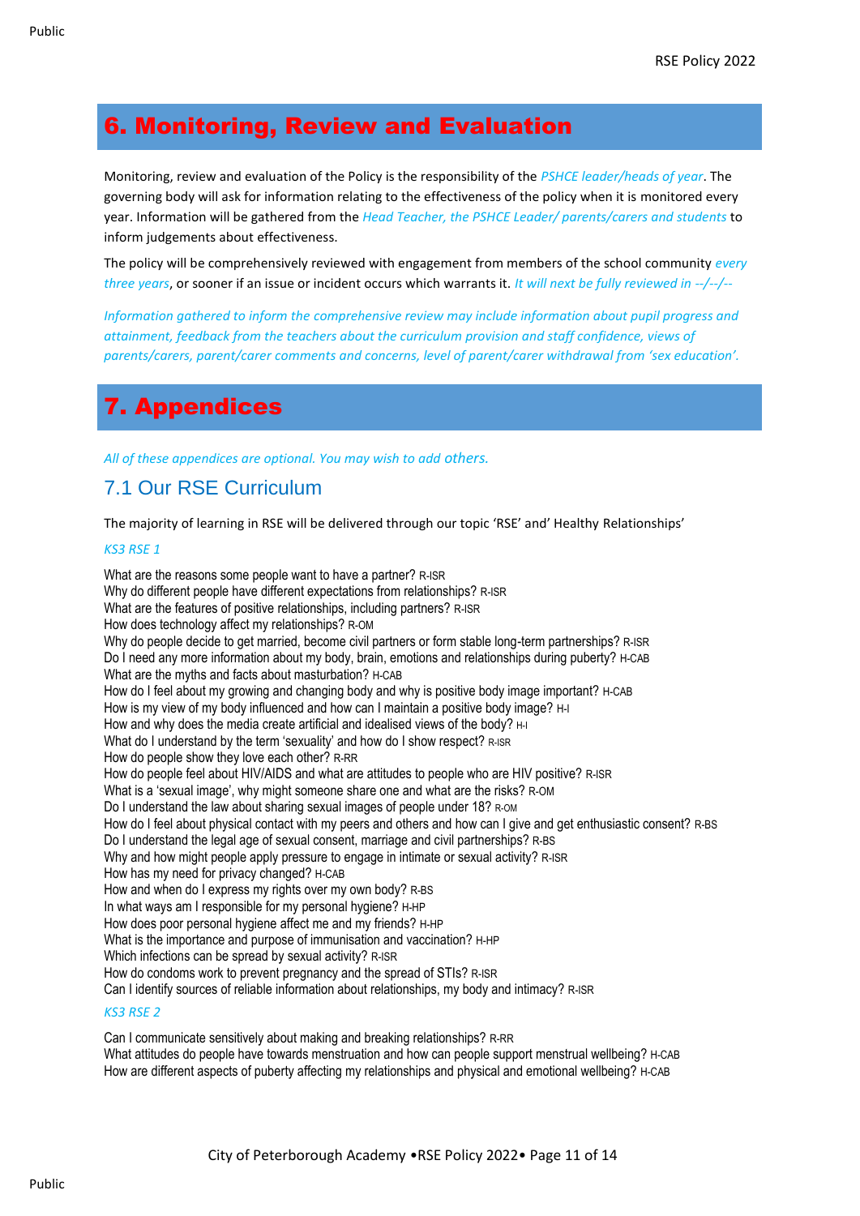## 6. Monitoring, Review and Evaluation

Monitoring, review and evaluation of the Policy is the responsibility of the *PSHCE leader/heads of year*. The governing body will ask for information relating to the effectiveness of the policy when it is monitored every year. Information will be gathered from the *Head Teacher, the PSHCE Leader/ parents/carers and students* to inform judgements about effectiveness.

The policy will be comprehensively reviewed with engagement from members of the school community *every three years*, or sooner if an issue or incident occurs which warrants it. *It will next be fully reviewed in --/--/--*

*Information gathered to inform the comprehensive review may include information about pupil progress and attainment, feedback from the teachers about the curriculum provision and staff confidence, views of parents/carers, parent/carer comments and concerns, level of parent/carer withdrawal from 'sex education'.*

## 7. Appendices

*All of these appendices are optional. You may wish to add others.*

### 7.1 Our RSE Curriculum

The majority of learning in RSE will be delivered through our topic 'RSE' and' Healthy Relationships'

*KS3 RSE 1*

What are the reasons some people want to have a partner? R-ISR
Why do different people have different expectations from relationships? R-ISR
What are the features of positive relationships, including partners? R-ISR
How does technology affect my relationships? R-OM
Why do people decide to get married, become civil partners or form stable long-term partnerships? R-ISR
Do I need any more information about my body, brain, emotions and relationships during puberty? H-CAB
What are the myths and facts about masturbation? H-CAB
How do I feel about my growing and changing body and why is positive body image important? H-CAB
How is my view of my body influenced and how can I maintain a positive body image? H-I
How and why does the media create artificial and idealised views of the body? H-I
What do I understand by the term 'sexuality' and how do I show respect? R-ISR
How do people show they love each other? R-RR
How do people feel about HIV/AIDS and what are attitudes to people who are HIV positive? R-ISR
What is a 'sexual image', why might someone share one and what are the risks? R-OM
Do I understand the law about sharing sexual images of people under 18? R-OM
How do I feel about physical contact with my peers and others and how can I give and get enthusiastic consent? R-BS
Do I understand the legal age of sexual consent, marriage and civil partnerships? R-BS
Why and how might people apply pressure to engage in intimate or sexual activity? R-ISR
How has my need for privacy changed? H-CAB
How and when do I express my rights over my own body? R-BS
In what ways am I responsible for my personal hygiene? H-HP
How does poor personal hygiene affect me and my friends? H-HP
What is the importance and purpose of immunisation and vaccination? H-HP
Which infections can be spread by sexual activity? R-ISR
How do condoms work to prevent pregnancy and the spread of STIs? R-ISR
Can I identify sources of reliable information about relationships, my body and intimacy? R-ISR

*KS3 RSE 2*

Can I communicate sensitively about making and breaking relationships? R-RR
What attitudes do people have towards menstruation and how can people support menstrual wellbeing? H-CAB
How are different aspects of puberty affecting my relationships and physical and emotional wellbeing? H-CAB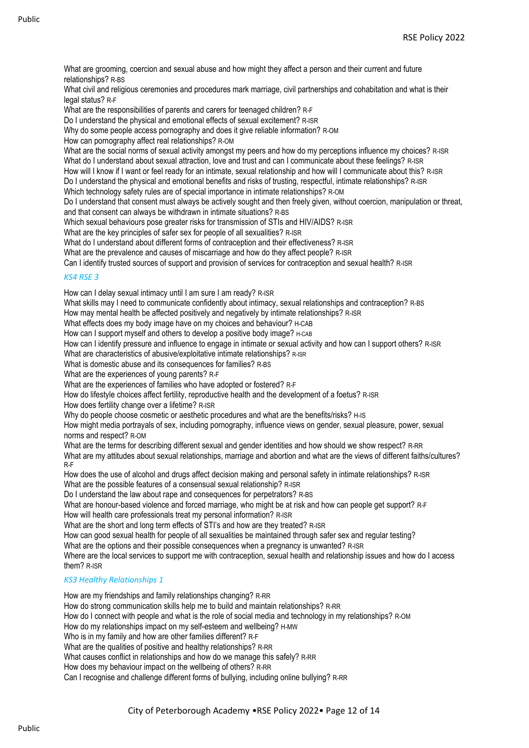What are grooming, coercion and sexual abuse and how might they affect a person and their current and future relationships? R-BS

What civil and religious ceremonies and procedures mark marriage, civil partnerships and cohabitation and what is their legal status? R-F

What are the responsibilities of parents and carers for teenaged children? R-F

Do I understand the physical and emotional effects of sexual excitement? R-ISR

Why do some people access pornography and does it give reliable information? R-OM

How can pornography affect real relationships? R-OM

What are the social norms of sexual activity amongst my peers and how do my perceptions influence my choices? R-ISR

What do I understand about sexual attraction, love and trust and can I communicate about these feelings? R-ISR

How will I know if I want or feel ready for an intimate, sexual relationship and how will I communicate about this? R-ISR

Do I understand the physical and emotional benefits and risks of trusting, respectful, intimate relationships? R-ISR

Which technology safety rules are of special importance in intimate relationships? R-OM

Do I understand that consent must always be actively sought and then freely given, without coercion, manipulation or threat, and that consent can always be withdrawn in intimate situations? R-BS

Which sexual behaviours pose greater risks for transmission of STIs and HIV/AIDS? R-ISR

What are the key principles of safer sex for people of all sexualities? R-ISR

What do I understand about different forms of contraception and their effectiveness? R-ISR

What are the prevalence and causes of miscarriage and how do they affect people? R-ISR

Can I identify trusted sources of support and provision of services for contraception and sexual health? R-ISR

### *KS4 RSE 3*

How can I delay sexual intimacy until I am sure I am ready? R-ISR

What skills may I need to communicate confidently about intimacy, sexual relationships and contraception? R-BS

How may mental health be affected positively and negatively by intimate relationships? R-ISR

What effects does my body image have on my choices and behaviour? H-CAB

How can I support myself and others to develop a positive body image? H-CAB

How can I identify pressure and influence to engage in intimate or sexual activity and how can I support others? R-ISR

What are characteristics of abusive/exploitative intimate relationships? R-ISR

What is domestic abuse and its consequences for families? R-BS

What are the experiences of young parents? R-F

What are the experiences of families who have adopted or fostered? R-F

How do lifestyle choices affect fertility, reproductive health and the development of a foetus? R-ISR

How does fertility change over a lifetime? R-ISR

Why do people choose cosmetic or aesthetic procedures and what are the benefits/risks? H-IS

How might media portrayals of sex, including pornography, influence views on gender, sexual pleasure, power, sexual norms and respect? R-OM

What are the terms for describing different sexual and gender identities and how should we show respect? R-RR

What are my attitudes about sexual relationships, marriage and abortion and what are the views of different faiths/cultures? R-F

How does the use of alcohol and drugs affect decision making and personal safety in intimate relationships? R-ISR

What are the possible features of a consensual sexual relationship? R-ISR

Do I understand the law about rape and consequences for perpetrators? R-BS

What are honour-based violence and forced marriage, who might be at risk and how can people get support? R-F

How will health care professionals treat my personal information? R-ISR

What are the short and long term effects of STI's and how are they treated? R-ISR

How can good sexual health for people of all sexualities be maintained through safer sex and regular testing?

What are the options and their possible consequences when a pregnancy is unwanted? R-ISR

Where are the local services to support me with contraception, sexual health and relationship issues and how do I access them? R-ISR

### *KS3 Healthy Relationships 1*

How are my friendships and family relationships changing? R-RR

How do strong communication skills help me to build and maintain relationships? R-RR

How do I connect with people and what is the role of social media and technology in my relationships? R-OM

How do my relationships impact on my self-esteem and wellbeing? H-MW

Who is in my family and how are other families different? R-F

What are the qualities of positive and healthy relationships? R-RR

What causes conflict in relationships and how do we manage this safely? R-RR

How does my behaviour impact on the wellbeing of others? R-RR

Can I recognise and challenge different forms of bullying, including online bullying? R-RR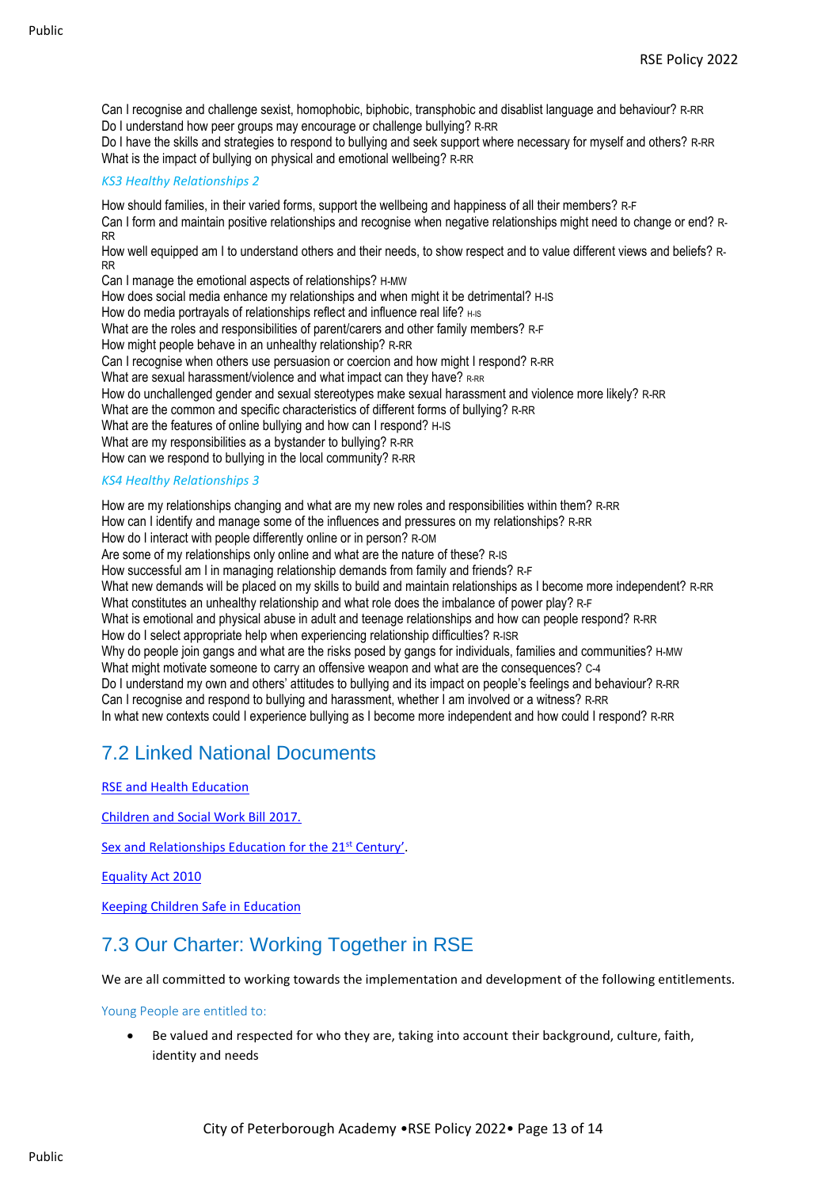Can I recognise and challenge sexist, homophobic, biphobic, transphobic and disablist language and behaviour? R-RR
Do I understand how peer groups may encourage or challenge bullying? R-RR
Do I have the skills and strategies to respond to bullying and seek support where necessary for myself and others? R-RR
What is the impact of bullying on physical and emotional wellbeing? R-RR

*KS3 Healthy Relationships 2*

How should families, in their varied forms, support the wellbeing and happiness of all their members? R-F
Can I form and maintain positive relationships and recognise when negative relationships might need to change or end? R-RR
How well equipped am I to understand others and their needs, to show respect and to value different views and beliefs? R-RR
Can I manage the emotional aspects of relationships? H-MW
How does social media enhance my relationships and when might it be detrimental? H-IS
How do media portrayals of relationships reflect and influence real life? H-IS
What are the roles and responsibilities of parent/carers and other family members? R-F
How might people behave in an unhealthy relationship? R-RR
Can I recognise when others use persuasion or coercion and how might I respond? R-RR
What are sexual harassment/violence and what impact can they have? R-RR
How do unchallenged gender and sexual stereotypes make sexual harassment and violence more likely? R-RR
What are the common and specific characteristics of different forms of bullying? R-RR
What are the features of online bullying and how can I respond? H-IS
What are my responsibilities as a bystander to bullying? R-RR
How can we respond to bullying in the local community? R-RR

*KS4 Healthy Relationships 3*

How are my relationships changing and what are my new roles and responsibilities within them? R-RR
How can I identify and manage some of the influences and pressures on my relationships? R-RR
How do I interact with people differently online or in person? R-OM
Are some of my relationships only online and what are the nature of these? R-IS
How successful am I in managing relationship demands from family and friends? R-F
What new demands will be placed on my skills to build and maintain relationships as I become more independent? R-RR
What constitutes an unhealthy relationship and what role does the imbalance of power play? R-F
What is emotional and physical abuse in adult and teenage relationships and how can people respond? R-RR
How do I select appropriate help when experiencing relationship difficulties? R-ISR
Why do people join gangs and what are the risks posed by gangs for individuals, families and communities? H-MW
What might motivate someone to carry an offensive weapon and what are the consequences? C-4
Do I understand my own and others' attitudes to bullying and its impact on people's feelings and behaviour? R-RR
Can I recognise and respond to bullying and harassment, whether I am involved or a witness? R-RR
In what new contexts could I experience bullying as I become more independent and how could I respond? R-RR

## 7.2 Linked National Documents

RSE and Health Education

Children and Social Work Bill 2017.

Sex and Relationships Education for the 21st Century'.

Equality Act 2010

Keeping Children Safe in Education

## 7.3 Our Charter: Working Together in RSE

We are all committed to working towards the implementation and development of the following entitlements.

Young People are entitled to:

- Be valued and respected for who they are, taking into account their background, culture, faith, identity and needs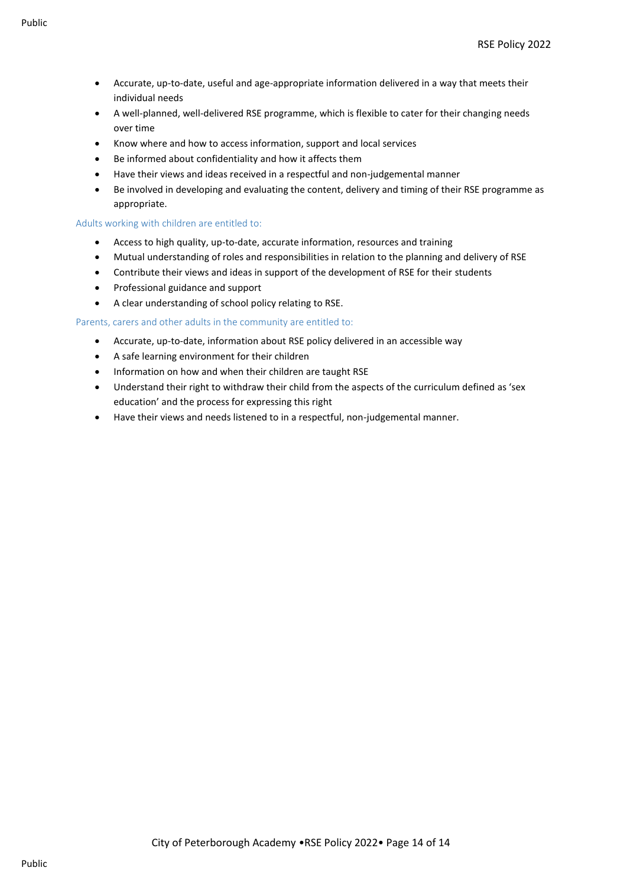- Accurate, up-to-date, useful and age-appropriate information delivered in a way that meets their individual needs
- A well-planned, well-delivered RSE programme, which is flexible to cater for their changing needs over time
- Know where and how to access information, support and local services
- Be informed about confidentiality and how it affects them
- Have their views and ideas received in a respectful and non-judgemental manner
- Be involved in developing and evaluating the content, delivery and timing of their RSE programme as appropriate.

### Adults working with children are entitled to:

- Access to high quality, up-to-date, accurate information, resources and training
- Mutual understanding of roles and responsibilities in relation to the planning and delivery of RSE
- Contribute their views and ideas in support of the development of RSE for their students
- Professional guidance and support
- A clear understanding of school policy relating to RSE.

### Parents, carers and other adults in the community are entitled to:

- Accurate, up-to-date, information about RSE policy delivered in an accessible way
- A safe learning environment for their children
- Information on how and when their children are taught RSE
- Understand their right to withdraw their child from the aspects of the curriculum defined as 'sex education' and the process for expressing this right
- Have their views and needs listened to in a respectful, non-judgemental manner.